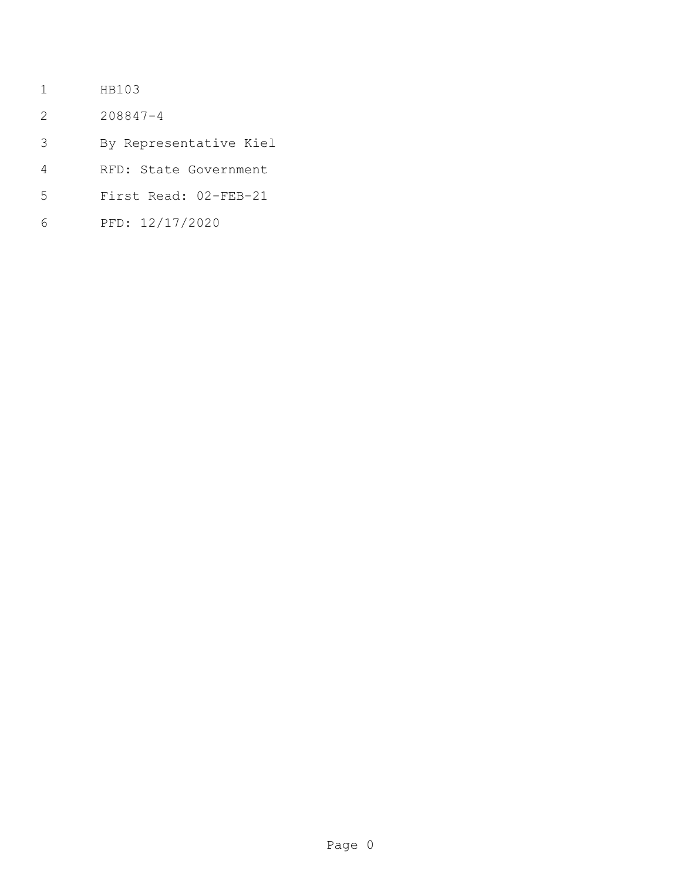HB103

208847-4

By Representative Kiel

RFD: State Government

First Read: 02-FEB-21

PFD: 12/17/2020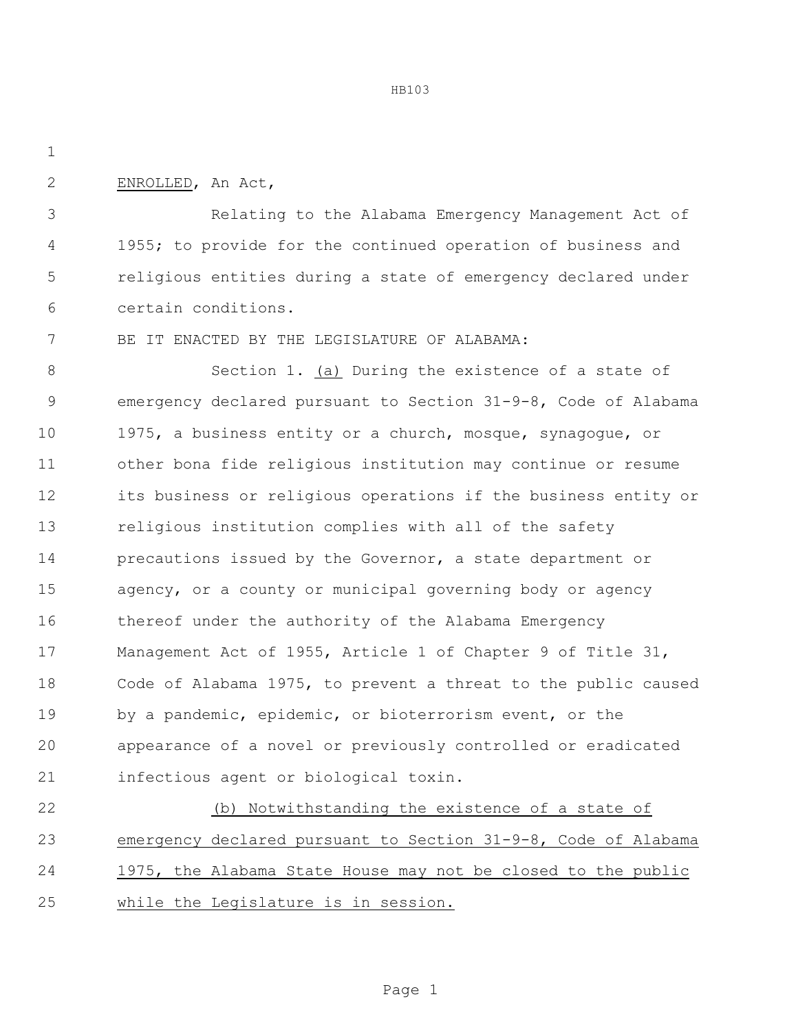ENROLLED, An Act,

Relating to the Alabama Emergency Management Act of 1955; to provide for the continued operation of business and religious entities during a state of emergency declared under certain conditions.

BE IT ENACTED BY THE LEGISLATURE OF ALABAMA:

Section 1. (a) During the existence of a state of emergency declared pursuant to Section 31-9-8, Code of Alabama 1975, a business entity or a church, mosque, synagogue, or other bona fide religious institution may continue or resume its business or religious operations if the business entity or religious institution complies with all of the safety precautions issued by the Governor, a state department or agency, or a county or municipal governing body or agency thereof under the authority of the Alabama Emergency Management Act of 1955, Article 1 of Chapter 9 of Title 31, Code of Alabama 1975, to prevent a threat to the public caused by a pandemic, epidemic, or bioterrorism event, or the appearance of a novel or previously controlled or eradicated infectious agent or biological toxin.

(b) Notwithstanding the existence of a state of emergency declared pursuant to Section 31-9-8, Code of Alabama 1975, the Alabama State House may not be closed to the public while the Legislature is in session.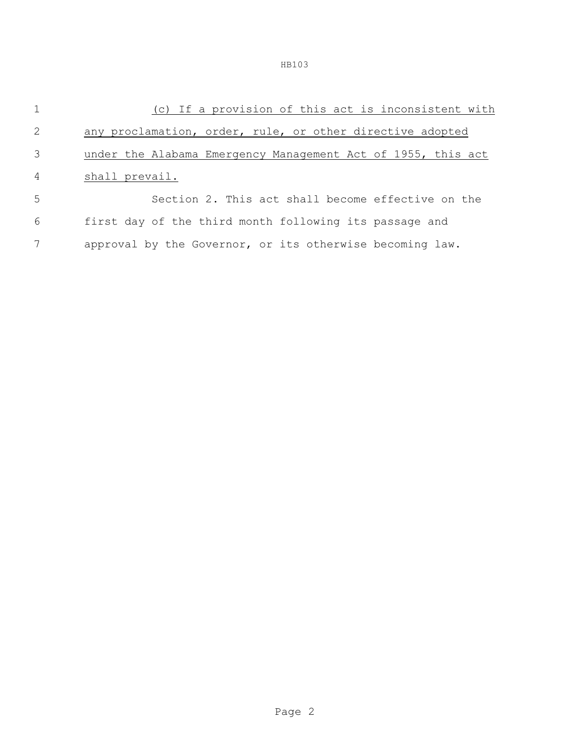(c) If a provision of this act is inconsistent with any proclamation, order, rule, or other directive adopted under the Alabama Emergency Management Act of 1955, this act shall prevail.

Section 2. This act shall become effective on the first day of the third month following its passage and approval by the Governor, or its otherwise becoming law.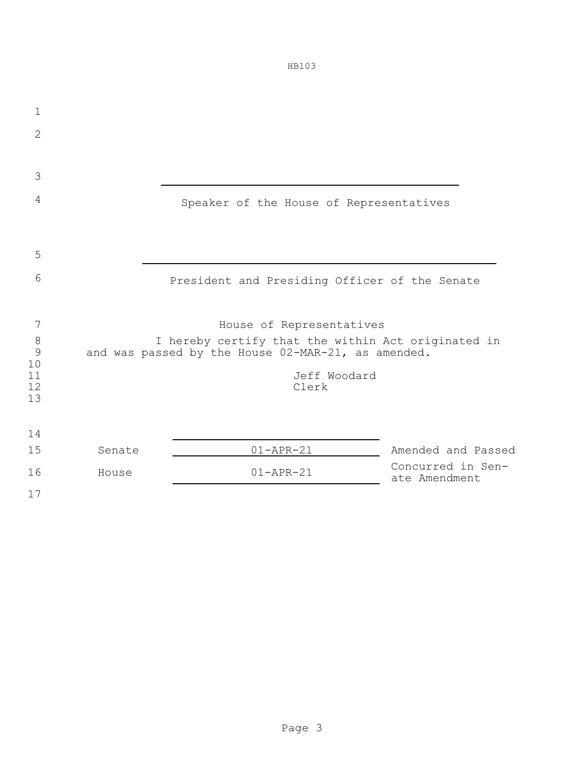\_\_\_\_\_\_\_\_\_\_\_\_\_\_\_\_\_\_\_\_\_\_\_\_\_\_\_\_\_\_\_\_\_\_\_\_\_\_\_\_

Speaker of the House of Representatives

\_\_\_\_\_\_\_\_\_\_\_\_\_\_\_\_\_\_\_\_\_\_\_\_\_\_\_\_\_\_\_\_\_\_\_\_\_\_\_\_

President and Presiding Officer of the Senate

House of Representatives

I hereby certify that the within Act originated in and was passed by the House 02-MAR-21, as amended.

Jeff Woodard
Clerk

| | | |
|---|---|---|
| Senate | 01-APR-21 | Amended and Passed |
| House | 01-APR-21 | Concurred in Senate Amendment |